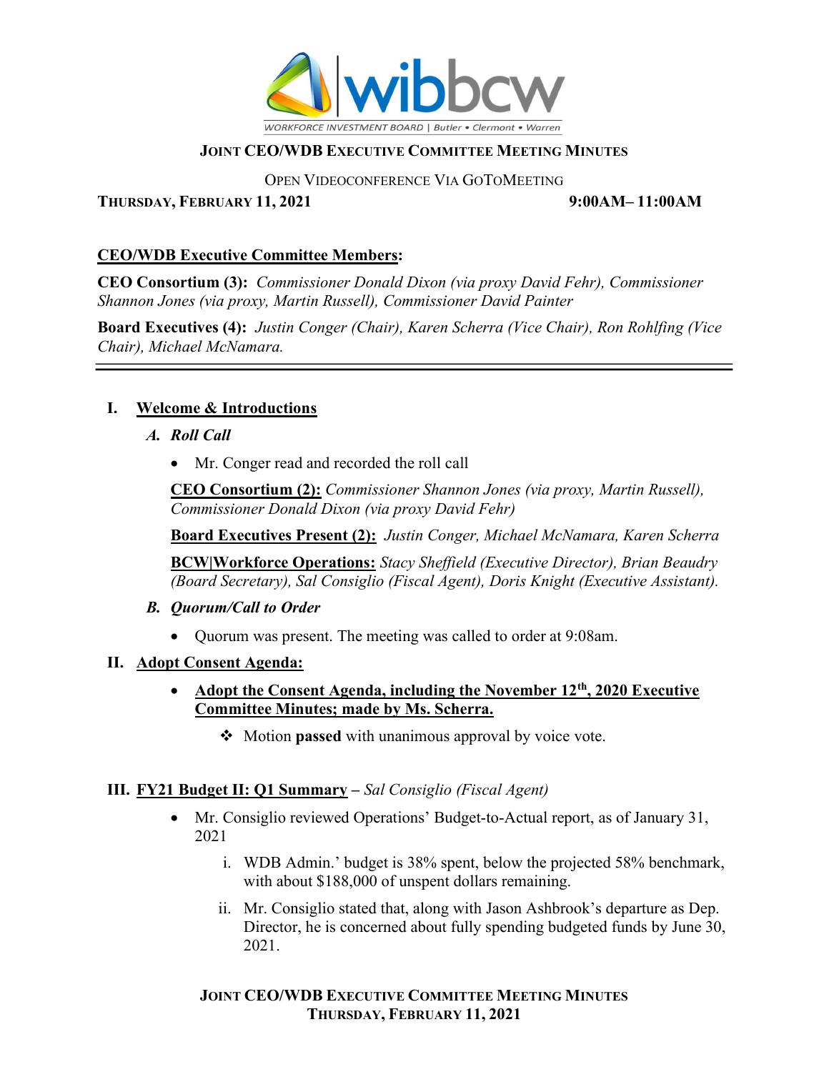WORKFORCE INVESTMENT BOARD | Butler • Clermont • Warren

# JOINT CEO/WDB EXECUTIVE COMMITTEE MEETING MINUTES

OPEN VIDEOCONFERENCE VIA GOTOMEETING

**THURSDAY, FEBRUARY 11, 2021** **9:00AM– 11:00AM**

**CEO/WDB Executive Committee Members:**

**CEO Consortium (3):** *Commissioner Donald Dixon (via proxy David Fehr), Commissioner Shannon Jones (via proxy, Martin Russell), Commissioner David Painter*

**Board Executives (4):** *Justin Conger (Chair), Karen Scherra (Vice Chair), Ron Rohlfing (Vice Chair), Michael McNamara.*

---

## I. Welcome & Introductions

### A. Roll Call

- Mr. Conger read and recorded the roll call

**CEO Consortium (2):** *Commissioner Shannon Jones (via proxy, Martin Russell), Commissioner Donald Dixon (via proxy David Fehr)*

**Board Executives Present (2):** *Justin Conger, Michael McNamara, Karen Scherra*

**BCW|Workforce Operations:** *Stacy Sheffield (Executive Director), Brian Beaudry (Board Secretary), Sal Consiglio (Fiscal Agent), Doris Knight (Executive Assistant).*

### B. Quorum/Call to Order

- Quorum was present. The meeting was called to order at 9:08am.

## II. Adopt Consent Agenda:

- **Adopt the Consent Agenda, including the November 12th, 2020 Executive Committee Minutes; made by Ms. Scherra.**
  - ❖ Motion **passed** with unanimous approval by voice vote.

## III. FY21 Budget II: Q1 Summary – *Sal Consiglio (Fiscal Agent)*

- Mr. Consiglio reviewed Operations' Budget-to-Actual report, as of January 31, 2021
  - i. WDB Admin.' budget is 38% spent, below the projected 58% benchmark, with about $188,000 of unspent dollars remaining.
  - ii. Mr. Consiglio stated that, along with Jason Ashbrook's departure as Dep. Director, he is concerned about fully spending budgeted funds by June 30, 2021.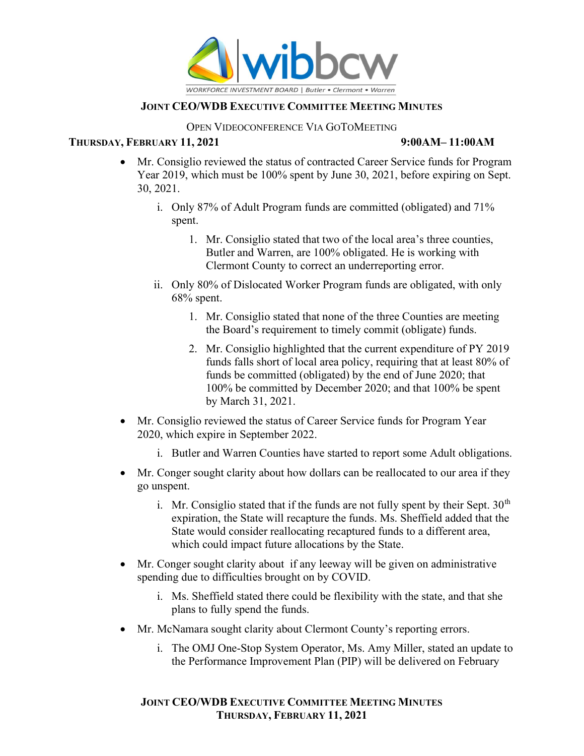**Joint CEO/WDB Executive Committee Meeting Minutes**

Open Videoconference Via GoToMeeting

**Thursday, February 11, 2021** **9:00AM– 11:00AM**

- Mr. Consiglio reviewed the status of contracted Career Service funds for Program Year 2019, which must be 100% spent by June 30, 2021, before expiring on Sept. 30, 2021.
  - i. Only 87% of Adult Program funds are committed (obligated) and 71% spent.
    1. Mr. Consiglio stated that two of the local area's three counties, Butler and Warren, are 100% obligated. He is working with Clermont County to correct an underreporting error.
  - ii. Only 80% of Dislocated Worker Program funds are obligated, with only 68% spent.
    1. Mr. Consiglio stated that none of the three Counties are meeting the Board's requirement to timely commit (obligate) funds.
    2. Mr. Consiglio highlighted that the current expenditure of PY 2019 funds falls short of local area policy, requiring that at least 80% of funds be committed (obligated) by the end of June 2020; that 100% be committed by December 2020; and that 100% be spent by March 31, 2021.
- Mr. Consiglio reviewed the status of Career Service funds for Program Year 2020, which expire in September 2022.
  - i. Butler and Warren Counties have started to report some Adult obligations.
- Mr. Conger sought clarity about how dollars can be reallocated to our area if they go unspent.
  - i. Mr. Consiglio stated that if the funds are not fully spent by their Sept. 30th expiration, the State will recapture the funds. Ms. Sheffield added that the State would consider reallocating recaptured funds to a different area, which could impact future allocations by the State.
- Mr. Conger sought clarity about if any leeway will be given on administrative spending due to difficulties brought on by COVID.
  - i. Ms. Sheffield stated there could be flexibility with the state, and that she plans to fully spend the funds.
- Mr. McNamara sought clarity about Clermont County's reporting errors.
  - i. The OMJ One-Stop System Operator, Ms. Amy Miller, stated an update to the Performance Improvement Plan (PIP) will be delivered on February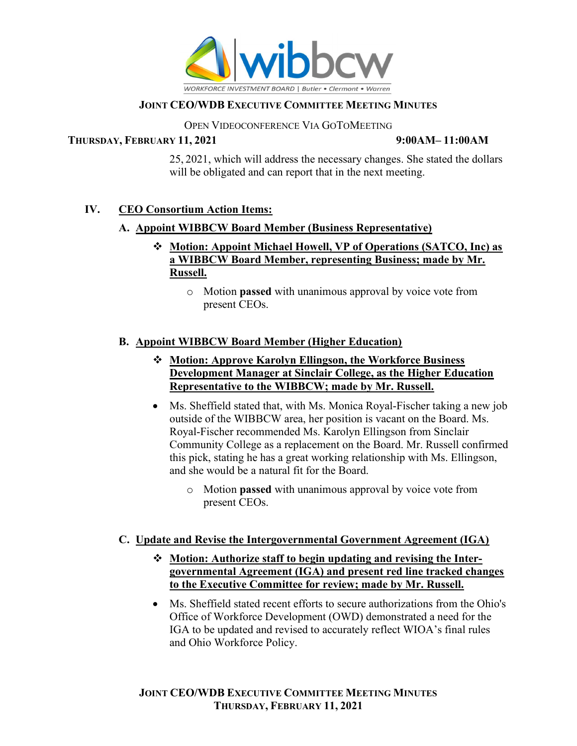25, 2021, which will address the necessary changes. She stated the dollars will be obligated and can report that in the next meeting.

## IV. CEO Consortium Action Items:

### A. Appoint WIBBCW Board Member (Business Representative)

- ❖ **Motion: Appoint Michael Howell, VP of Operations (SATCO, Inc) as a WIBBCW Board Member, representing Business; made by Mr. Russell.**
  - Motion **passed** with unanimous approval by voice vote from present CEOs.

### B. Appoint WIBBCW Board Member (Higher Education)

- ❖ **Motion: Approve Karolyn Ellingson, the Workforce Business Development Manager at Sinclair College, as the Higher Education Representative to the WIBBCW; made by Mr. Russell.**
- Ms. Sheffield stated that, with Ms. Monica Royal-Fischer taking a new job outside of the WIBBCW area, her position is vacant on the Board. Ms. Royal-Fischer recommended Ms. Karolyn Ellingson from Sinclair Community College as a replacement on the Board. Mr. Russell confirmed this pick, stating he has a great working relationship with Ms. Ellingson, and she would be a natural fit for the Board.
  - Motion **passed** with unanimous approval by voice vote from present CEOs.

### C. Update and Revise the Intergovernmental Government Agreement (IGA)

- ❖ **Motion: Authorize staff to begin updating and revising the Inter-governmental Agreement (IGA) and present red line tracked changes to the Executive Committee for review; made by Mr. Russell.**
- Ms. Sheffield stated recent efforts to secure authorizations from the Ohio's Office of Workforce Development (OWD) demonstrated a need for the IGA to be updated and revised to accurately reflect WIOA's final rules and Ohio Workforce Policy.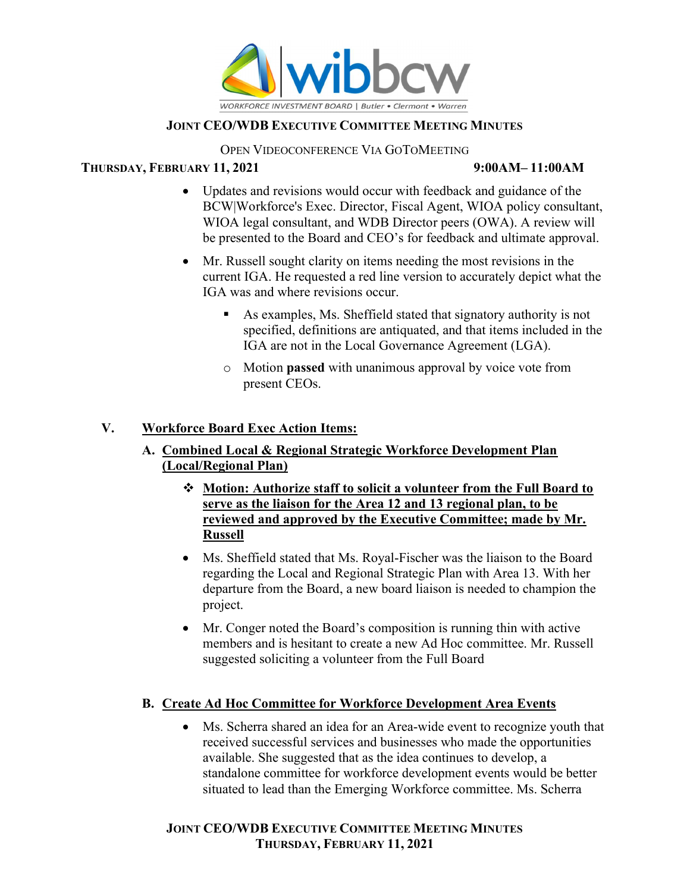- Updates and revisions would occur with feedback and guidance of the BCW|Workforce's Exec. Director, Fiscal Agent, WIOA policy consultant, WIOA legal consultant, and WDB Director peers (OWA). A review will be presented to the Board and CEO's for feedback and ultimate approval.

- Mr. Russell sought clarity on items needing the most revisions in the current IGA. He requested a red line version to accurately depict what the IGA was and where revisions occur.

    - As examples, Ms. Sheffield stated that signatory authority is not specified, definitions are antiquated, and that items included in the IGA are not in the Local Governance Agreement (LGA).

    - Motion **passed** with unanimous approval by voice vote from present CEOs.

## V. Workforce Board Exec Action Items:

### A. Combined Local & Regional Strategic Workforce Development Plan (Local/Regional Plan)

- **Motion: Authorize staff to solicit a volunteer from the Full Board to serve as the liaison for the Area 12 and 13 regional plan, to be reviewed and approved by the Executive Committee; made by Mr. Russell**

- Ms. Sheffield stated that Ms. Royal-Fischer was the liaison to the Board regarding the Local and Regional Strategic Plan with Area 13. With her departure from the Board, a new board liaison is needed to champion the project.

- Mr. Conger noted the Board's composition is running thin with active members and is hesitant to create a new Ad Hoc committee. Mr. Russell suggested soliciting a volunteer from the Full Board

### B. Create Ad Hoc Committee for Workforce Development Area Events

- Ms. Scherra shared an idea for an Area-wide event to recognize youth that received successful services and businesses who made the opportunities available. She suggested that as the idea continues to develop, a standalone committee for workforce development events would be better situated to lead than the Emerging Workforce committee. Ms. Scherra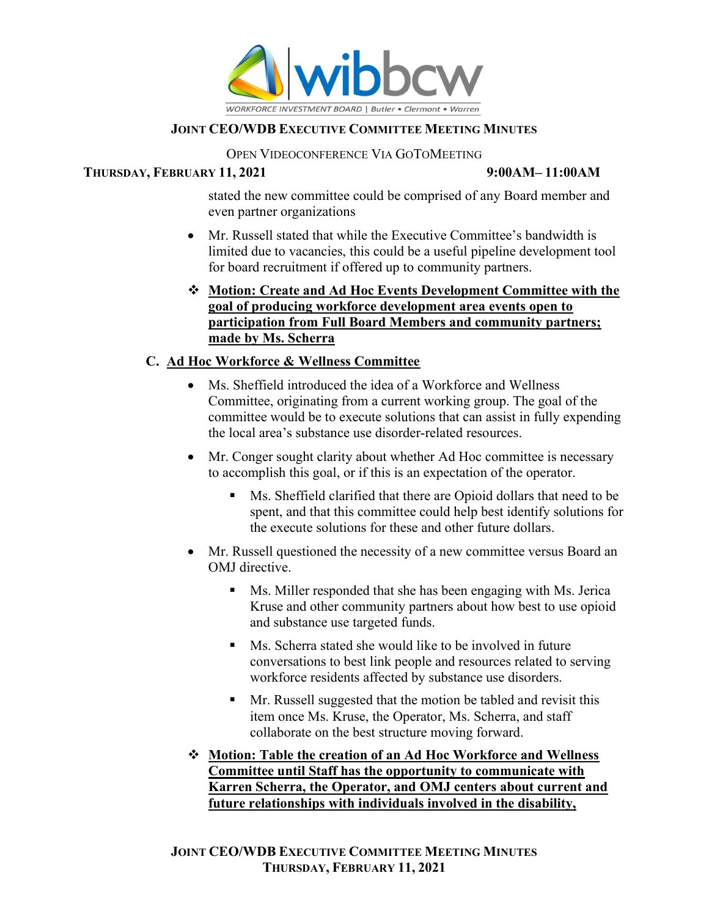stated the new committee could be comprised of any Board member and even partner organizations

- Mr. Russell stated that while the Executive Committee's bandwidth is limited due to vacancies, this could be a useful pipeline development tool for board recruitment if offered up to community partners.

❖ **Motion: Create and Ad Hoc Events Development Committee with the goal of producing workforce development area events open to participation from Full Board Members and community partners; made by Ms. Scherra**

### C. Ad Hoc Workforce & Wellness Committee

- Ms. Sheffield introduced the idea of a Workforce and Wellness Committee, originating from a current working group. The goal of the committee would be to execute solutions that can assist in fully expending the local area's substance use disorder-related resources.
- Mr. Conger sought clarity about whether Ad Hoc committee is necessary to accomplish this goal, or if this is an expectation of the operator.
  - Ms. Sheffield clarified that there are Opioid dollars that need to be spent, and that this committee could help best identify solutions for the execute solutions for these and other future dollars.
- Mr. Russell questioned the necessity of a new committee versus Board an OMJ directive.
  - Ms. Miller responded that she has been engaging with Ms. Jerica Kruse and other community partners about how best to use opioid and substance use targeted funds.
  - Ms. Scherra stated she would like to be involved in future conversations to best link people and resources related to serving workforce residents affected by substance use disorders.
  - Mr. Russell suggested that the motion be tabled and revisit this item once Ms. Kruse, the Operator, Ms. Scherra, and staff collaborate on the best structure moving forward.

❖ **Motion: Table the creation of an Ad Hoc Workforce and Wellness Committee until Staff has the opportunity to communicate with Karren Scherra, the Operator, and OMJ centers about current and future relationships with individuals involved in the disability,**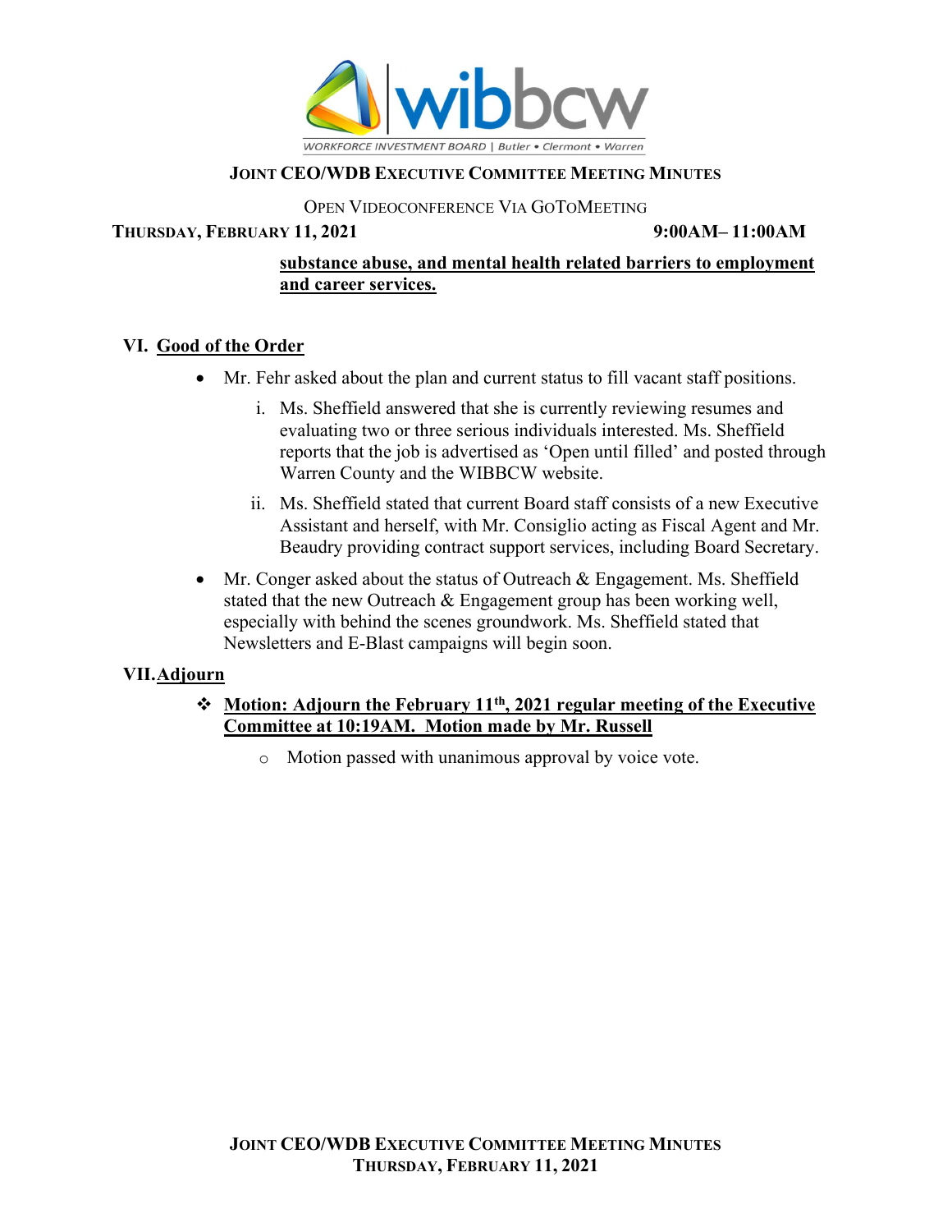**substance abuse, and mental health related barriers to employment and career services.**

## VI. Good of the Order

- Mr. Fehr asked about the plan and current status to fill vacant staff positions.
  1. Ms. Sheffield answered that she is currently reviewing resumes and evaluating two or three serious individuals interested. Ms. Sheffield reports that the job is advertised as 'Open until filled' and posted through Warren County and the WIBBCW website.
  2. Ms. Sheffield stated that current Board staff consists of a new Executive Assistant and herself, with Mr. Consiglio acting as Fiscal Agent and Mr. Beaudry providing contract support services, including Board Secretary.
- Mr. Conger asked about the status of Outreach & Engagement. Ms. Sheffield stated that the new Outreach & Engagement group has been working well, especially with behind the scenes groundwork. Ms. Sheffield stated that Newsletters and E-Blast campaigns will begin soon.

## VII. Adjourn

- **Motion: Adjourn the February 11th, 2021 regular meeting of the Executive Committee at 10:19AM. Motion made by Mr. Russell**
  - Motion passed with unanimous approval by voice vote.